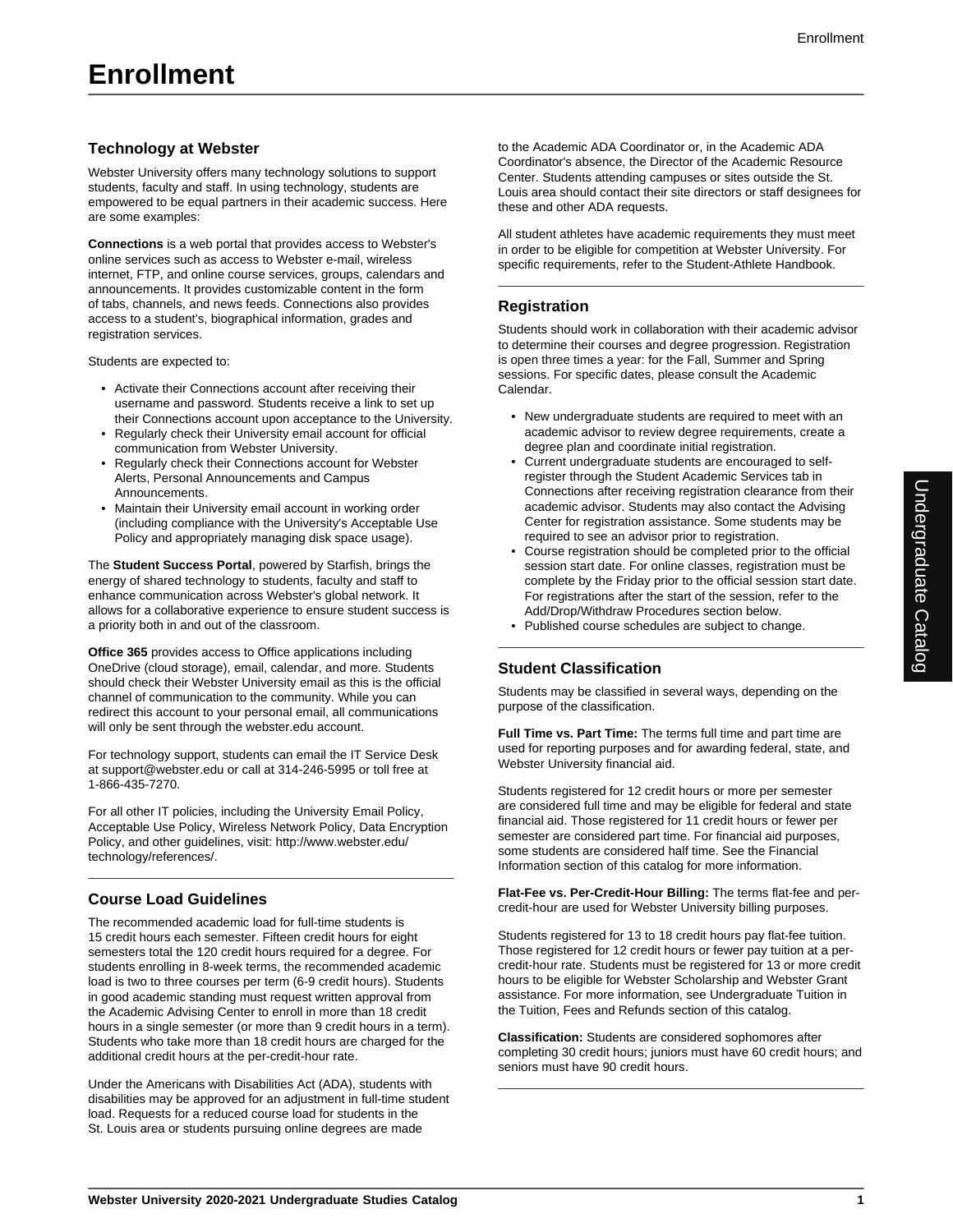# Enrollment

## Technology at Webster

Webster University offers many technology solutions to support students, faculty and staff. In using technology, students are empowered to be equal partners in their academic success. Here are some examples:

**Connections** is a web portal that provides access to Webster's online services such as access to Webster e-mail, wireless internet, FTP, and online course services, groups, calendars and announcements. It provides customizable content in the form of tabs, channels, and news feeds. Connections also provides access to a student's, biographical information, grades and registration services.

Students are expected to:

- Activate their Connections account after receiving their username and password. Students receive a link to set up their Connections account upon acceptance to the University.
- Regularly check their University email account for official communication from Webster University.
- Regularly check their Connections account for Webster Alerts, Personal Announcements and Campus Announcements.
- Maintain their University email account in working order (including compliance with the University's Acceptable Use Policy and appropriately managing disk space usage).

The **Student Success Portal**, powered by Starfish, brings the energy of shared technology to students, faculty and staff to enhance communication across Webster's global network. It allows for a collaborative experience to ensure student success is a priority both in and out of the classroom.

**Office 365** provides access to Office applications including OneDrive (cloud storage), email, calendar, and more. Students should check their Webster University email as this is the official channel of communication to the community. While you can redirect this account to your personal email, all communications will only be sent through the webster.edu account.

For technology support, students can email the IT Service Desk at support@webster.edu or call at 314-246-5995 or toll free at 1-866-435-7270.

For all other IT policies, including the University Email Policy, Acceptable Use Policy, Wireless Network Policy, Data Encryption Policy, and other guidelines, visit: http://www.webster.edu/technology/references/.

## Course Load Guidelines

The recommended academic load for full-time students is 15 credit hours each semester. Fifteen credit hours for eight semesters total the 120 credit hours required for a degree. For students enrolling in 8-week terms, the recommended academic load is two to three courses per term (6-9 credit hours). Students in good academic standing must request written approval from the Academic Advising Center to enroll in more than 18 credit hours in a single semester (or more than 9 credit hours in a term). Students who take more than 18 credit hours are charged for the additional credit hours at the per-credit-hour rate.

Under the Americans with Disabilities Act (ADA), students with disabilities may be approved for an adjustment in full-time student load. Requests for a reduced course load for students in the St. Louis area or students pursuing online degrees are made to the Academic ADA Coordinator or, in the Academic ADA Coordinator's absence, the Director of the Academic Resource Center. Students attending campuses or sites outside the St. Louis area should contact their site directors or staff designees for these and other ADA requests.

All student athletes have academic requirements they must meet in order to be eligible for competition at Webster University. For specific requirements, refer to the Student-Athlete Handbook.

## Registration

Students should work in collaboration with their academic advisor to determine their courses and degree progression. Registration is open three times a year: for the Fall, Summer and Spring sessions. For specific dates, please consult the Academic Calendar.

- New undergraduate students are required to meet with an academic advisor to review degree requirements, create a degree plan and coordinate initial registration.
- Current undergraduate students are encouraged to self-register through the Student Academic Services tab in Connections after receiving registration clearance from their academic advisor. Students may also contact the Advising Center for registration assistance. Some students may be required to see an advisor prior to registration.
- Course registration should be completed prior to the official session start date. For online classes, registration must be complete by the Friday prior to the official session start date. For registrations after the start of the session, refer to the Add/Drop/Withdraw Procedures section below.
- Published course schedules are subject to change.

## Student Classification

Students may be classified in several ways, depending on the purpose of the classification.

**Full Time vs. Part Time:** The terms full time and part time are used for reporting purposes and for awarding federal, state, and Webster University financial aid.

Students registered for 12 credit hours or more per semester are considered full time and may be eligible for federal and state financial aid. Those registered for 11 credit hours or fewer per semester are considered part time. For financial aid purposes, some students are considered half time. See the Financial Information section of this catalog for more information.

**Flat-Fee vs. Per-Credit-Hour Billing:** The terms flat-fee and per-credit-hour are used for Webster University billing purposes.

Students registered for 13 to 18 credit hours pay flat-fee tuition. Those registered for 12 credit hours or fewer pay tuition at a per-credit-hour rate. Students must be registered for 13 or more credit hours to be eligible for Webster Scholarship and Webster Grant assistance. For more information, see Undergraduate Tuition in the Tuition, Fees and Refunds section of this catalog.

**Classification:** Students are considered sophomores after completing 30 credit hours; juniors must have 60 credit hours; and seniors must have 90 credit hours.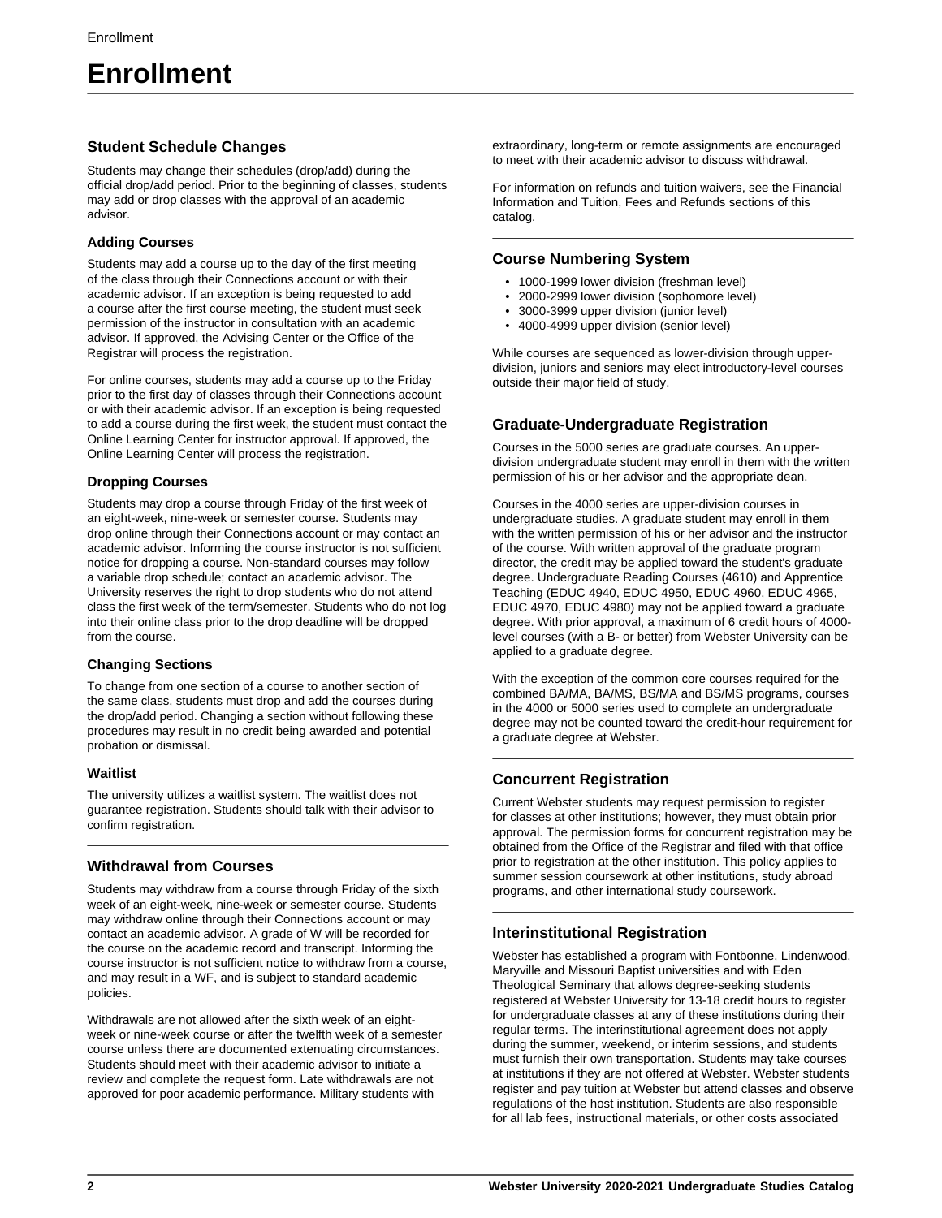# Enrollment

## Student Schedule Changes

Students may change their schedules (drop/add) during the official drop/add period. Prior to the beginning of classes, students may add or drop classes with the approval of an academic advisor.

### Adding Courses

Students may add a course up to the day of the first meeting of the class through their Connections account or with their academic advisor. If an exception is being requested to add a course after the first course meeting, the student must seek permission of the instructor in consultation with an academic advisor. If approved, the Advising Center or the Office of the Registrar will process the registration.

For online courses, students may add a course up to the Friday prior to the first day of classes through their Connections account or with their academic advisor. If an exception is being requested to add a course during the first week, the student must contact the Online Learning Center for instructor approval. If approved, the Online Learning Center will process the registration.

### Dropping Courses

Students may drop a course through Friday of the first week of an eight-week, nine-week or semester course. Students may drop online through their Connections account or may contact an academic advisor. Informing the course instructor is not sufficient notice for dropping a course. Non-standard courses may follow a variable drop schedule; contact an academic advisor. The University reserves the right to drop students who do not attend class the first week of the term/semester. Students who do not log into their online class prior to the drop deadline will be dropped from the course.

### Changing Sections

To change from one section of a course to another section of the same class, students must drop and add the courses during the drop/add period. Changing a section without following these procedures may result in no credit being awarded and potential probation or dismissal.

### Waitlist

The university utilizes a waitlist system. The waitlist does not guarantee registration. Students should talk with their advisor to confirm registration.

## Withdrawal from Courses

Students may withdraw from a course through Friday of the sixth week of an eight-week, nine-week or semester course. Students may withdraw online through their Connections account or may contact an academic advisor. A grade of W will be recorded for the course on the academic record and transcript. Informing the course instructor is not sufficient notice to withdraw from a course, and may result in a WF, and is subject to standard academic policies.

Withdrawals are not allowed after the sixth week of an eight-week or nine-week course or after the twelfth week of a semester course unless there are documented extenuating circumstances. Students should meet with their academic advisor to initiate a review and complete the request form. Late withdrawals are not approved for poor academic performance. Military students with extraordinary, long-term or remote assignments are encouraged to meet with their academic advisor to discuss withdrawal.

For information on refunds and tuition waivers, see the Financial Information and Tuition, Fees and Refunds sections of this catalog.

## Course Numbering System

- 1000-1999 lower division (freshman level)
- 2000-2999 lower division (sophomore level)
- 3000-3999 upper division (junior level)
- 4000-4999 upper division (senior level)

While courses are sequenced as lower-division through upper-division, juniors and seniors may elect introductory-level courses outside their major field of study.

## Graduate-Undergraduate Registration

Courses in the 5000 series are graduate courses. An upper-division undergraduate student may enroll in them with the written permission of his or her advisor and the appropriate dean.

Courses in the 4000 series are upper-division courses in undergraduate studies. A graduate student may enroll in them with the written permission of his or her advisor and the instructor of the course. With written approval of the graduate program director, the credit may be applied toward the student's graduate degree. Undergraduate Reading Courses (4610) and Apprentice Teaching (EDUC 4940, EDUC 4950, EDUC 4960, EDUC 4965, EDUC 4970, EDUC 4980) may not be applied toward a graduate degree. With prior approval, a maximum of 6 credit hours of 4000-level courses (with a B- or better) from Webster University can be applied to a graduate degree.

With the exception of the common core courses required for the combined BA/MA, BA/MS, BS/MA and BS/MS programs, courses in the 4000 or 5000 series used to complete an undergraduate degree may not be counted toward the credit-hour requirement for a graduate degree at Webster.

## Concurrent Registration

Current Webster students may request permission to register for classes at other institutions; however, they must obtain prior approval. The permission forms for concurrent registration may be obtained from the Office of the Registrar and filed with that office prior to registration at the other institution. This policy applies to summer session coursework at other institutions, study abroad programs, and other international study coursework.

## Interinstitutional Registration

Webster has established a program with Fontbonne, Lindenwood, Maryville and Missouri Baptist universities and with Eden Theological Seminary that allows degree-seeking students registered at Webster University for 13-18 credit hours to register for undergraduate classes at any of these institutions during their regular terms. The interinstitutional agreement does not apply during the summer, weekend, or interim sessions, and students must furnish their own transportation. Students may take courses at institutions if they are not offered at Webster. Webster students register and pay tuition at Webster but attend classes and observe regulations of the host institution. Students are also responsible for all lab fees, instructional materials, or other costs associated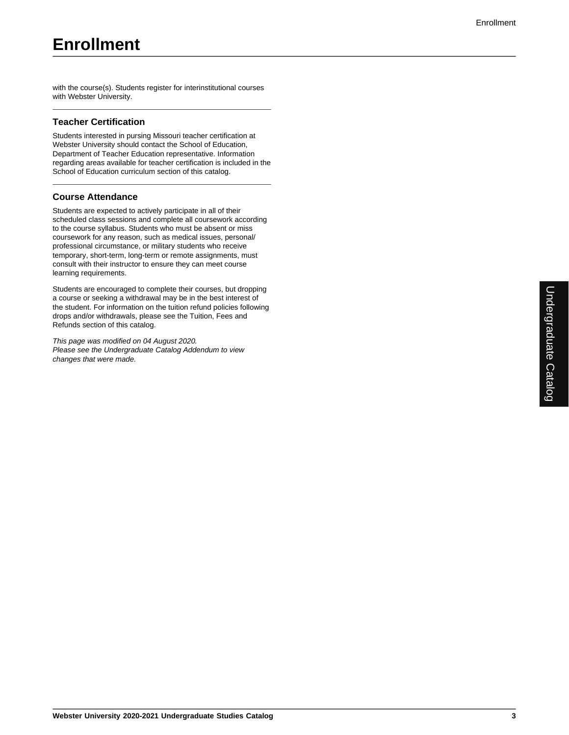# Enrollment

with the course(s). Students register for interinstitutional courses with Webster University.

### Teacher Certification

Students interested in pursing Missouri teacher certification at Webster University should contact the School of Education, Department of Teacher Education representative. Information regarding areas available for teacher certification is included in the School of Education curriculum section of this catalog.

### Course Attendance

Students are expected to actively participate in all of their scheduled class sessions and complete all coursework according to the course syllabus. Students who must be absent or miss coursework for any reason, such as medical issues, personal/professional circumstance, or military students who receive temporary, short-term, long-term or remote assignments, must consult with their instructor to ensure they can meet course learning requirements.

Students are encouraged to complete their courses, but dropping a course or seeking a withdrawal may be in the best interest of the student. For information on the tuition refund policies following drops and/or withdrawals, please see the Tuition, Fees and Refunds section of this catalog.

*This page was modified on 04 August 2020.*
*Please see the Undergraduate Catalog Addendum to view changes that were made.*